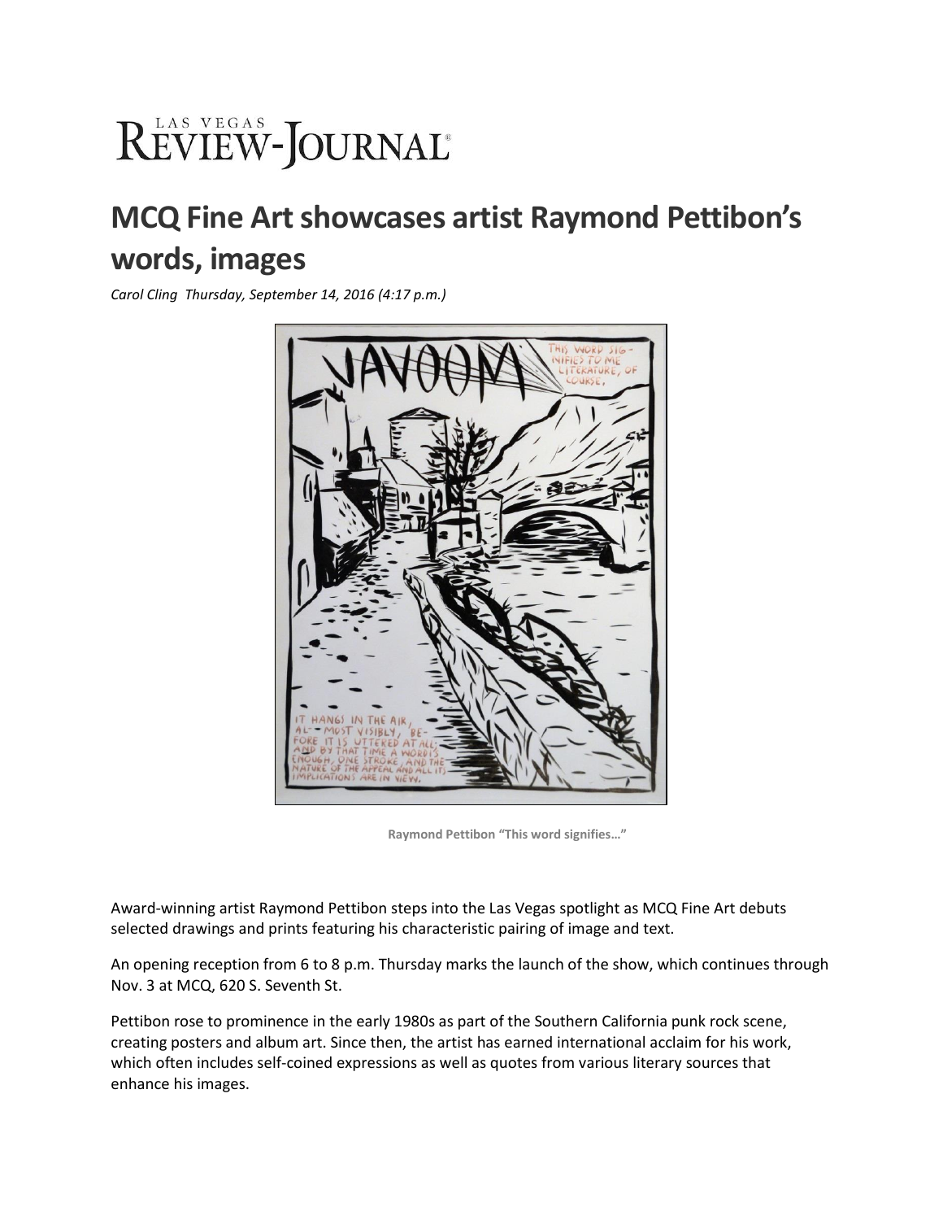LAS VEGAS REVIEW-JOURNAL

# MCQ Fine Art showcases artist Raymond Pettibon's words, images

*Carol Cling Thursday, September 14, 2016 (4:17 p.m.)*

**Raymond Pettibon "This word signifies…"**

Award-winning artist Raymond Pettibon steps into the Las Vegas spotlight as MCQ Fine Art debuts selected drawings and prints featuring his characteristic pairing of image and text.

An opening reception from 6 to 8 p.m. Thursday marks the launch of the show, which continues through Nov. 3 at MCQ, 620 S. Seventh St.

Pettibon rose to prominence in the early 1980s as part of the Southern California punk rock scene, creating posters and album art. Since then, the artist has earned international acclaim for his work, which often includes self-coined expressions as well as quotes from various literary sources that enhance his images.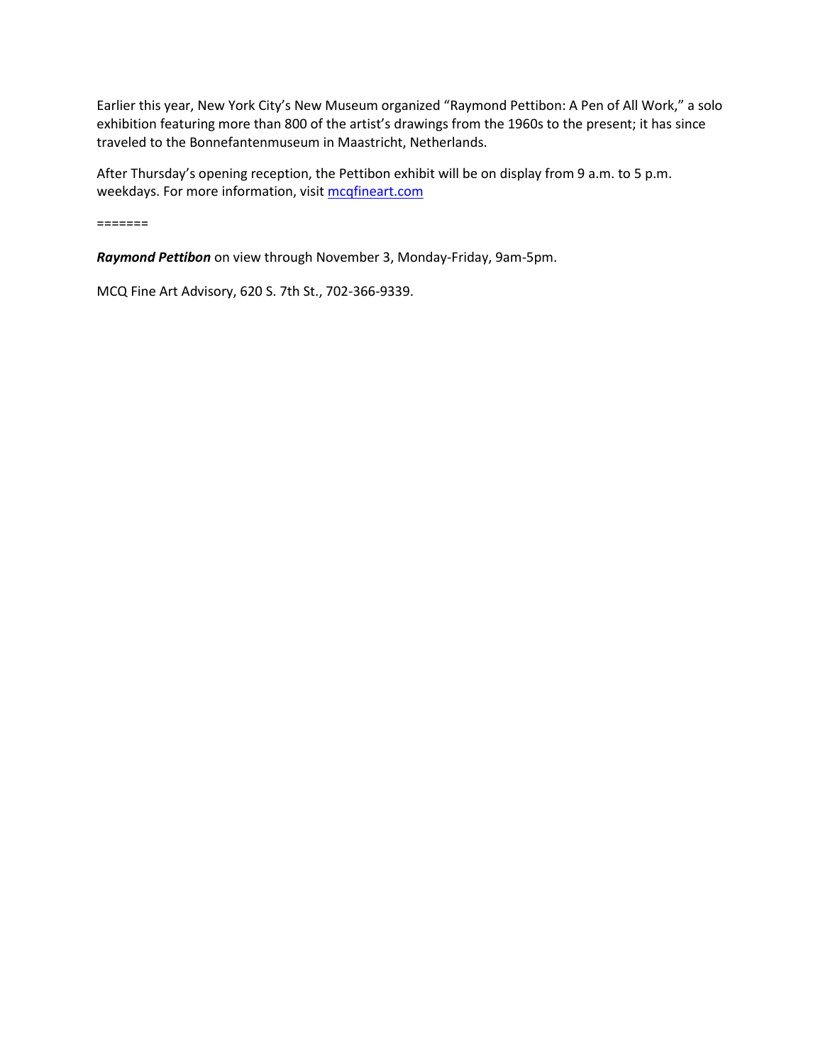Earlier this year, New York City's New Museum organized "Raymond Pettibon: A Pen of All Work," a solo exhibition featuring more than 800 of the artist's drawings from the 1960s to the present; it has since traveled to the Bonnefantenmuseum in Maastricht, Netherlands.

After Thursday's opening reception, the Pettibon exhibit will be on display from 9 a.m. to 5 p.m. weekdays. For more information, visit [mcqfineart.com](mcqfineart.com)

=======

***Raymond Pettibon*** on view through November 3, Monday-Friday, 9am-5pm.

MCQ Fine Art Advisory, 620 S. 7th St., 702-366-9339.